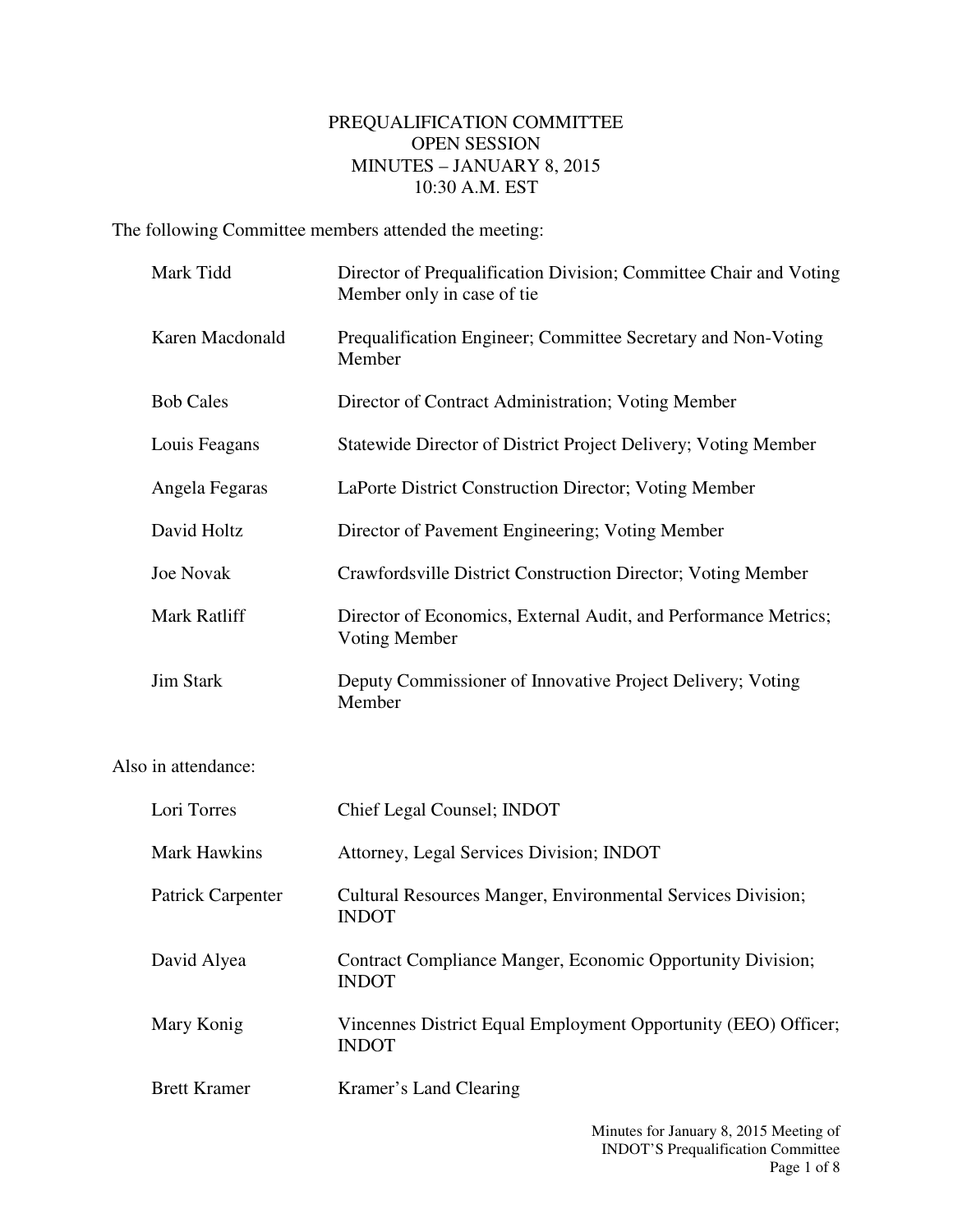# PREQUALIFICATION COMMITTEE
## OPEN SESSION
## MINUTES – JANUARY 8, 2015
## 10:30 A.M. EST

The following Committee members attended the meeting:

| | |
|---|---|
| Mark Tidd | Director of Prequalification Division; Committee Chair and Voting Member only in case of tie |
| Karen Macdonald | Prequalification Engineer; Committee Secretary and Non-Voting Member |
| Bob Cales | Director of Contract Administration; Voting Member |
| Louis Feagans | Statewide Director of District Project Delivery; Voting Member |
| Angela Fegaras | LaPorte District Construction Director; Voting Member |
| David Holtz | Director of Pavement Engineering; Voting Member |
| Joe Novak | Crawfordsville District Construction Director; Voting Member |
| Mark Ratliff | Director of Economics, External Audit, and Performance Metrics; Voting Member |
| Jim Stark | Deputy Commissioner of Innovative Project Delivery; Voting Member |

Also in attendance:

| | |
|---|---|
| Lori Torres | Chief Legal Counsel; INDOT |
| Mark Hawkins | Attorney, Legal Services Division; INDOT |
| Patrick Carpenter | Cultural Resources Manger, Environmental Services Division; INDOT |
| David Alyea | Contract Compliance Manger, Economic Opportunity Division; INDOT |
| Mary Konig | Vincennes District Equal Employment Opportunity (EEO) Officer; INDOT |
| Brett Kramer | Kramer's Land Clearing |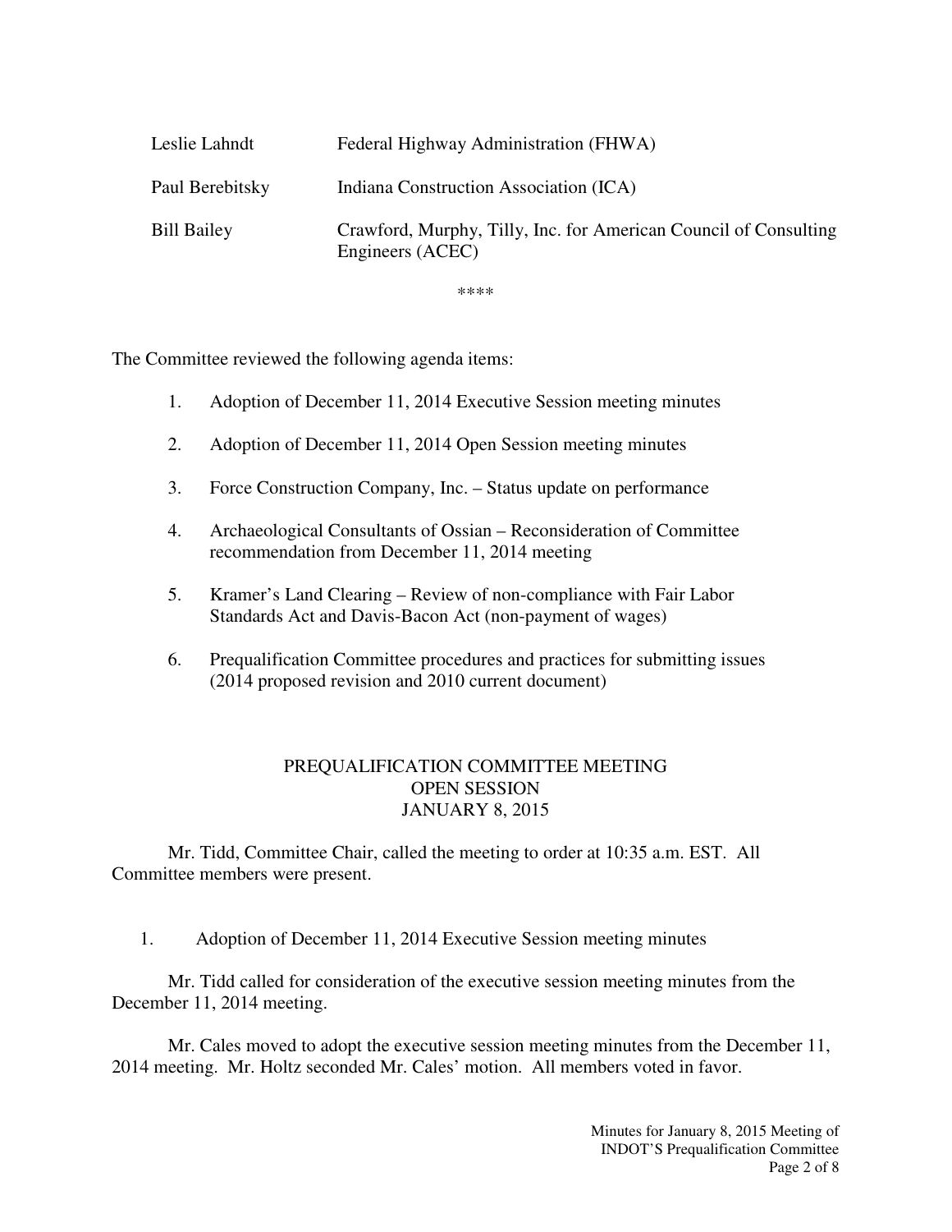| | |
|---|---|
| Leslie Lahndt | Federal Highway Administration (FHWA) |
| Paul Berebitsky | Indiana Construction Association (ICA) |
| Bill Bailey | Crawford, Murphy, Tilly, Inc. for American Council of Consulting Engineers (ACEC) |

****

The Committee reviewed the following agenda items:

1. Adoption of December 11, 2014 Executive Session meeting minutes
2. Adoption of December 11, 2014 Open Session meeting minutes
3. Force Construction Company, Inc. – Status update on performance
4. Archaeological Consultants of Ossian – Reconsideration of Committee recommendation from December 11, 2014 meeting
5. Kramer's Land Clearing – Review of non-compliance with Fair Labor Standards Act and Davis-Bacon Act (non-payment of wages)
6. Prequalification Committee procedures and practices for submitting issues (2014 proposed revision and 2010 current document)

## PREQUALIFICATION COMMITTEE MEETING
## OPEN SESSION
## JANUARY 8, 2015

Mr. Tidd, Committee Chair, called the meeting to order at 10:35 a.m. EST. All Committee members were present.

1. Adoption of December 11, 2014 Executive Session meeting minutes

Mr. Tidd called for consideration of the executive session meeting minutes from the December 11, 2014 meeting.

Mr. Cales moved to adopt the executive session meeting minutes from the December 11, 2014 meeting. Mr. Holtz seconded Mr. Cales' motion. All members voted in favor.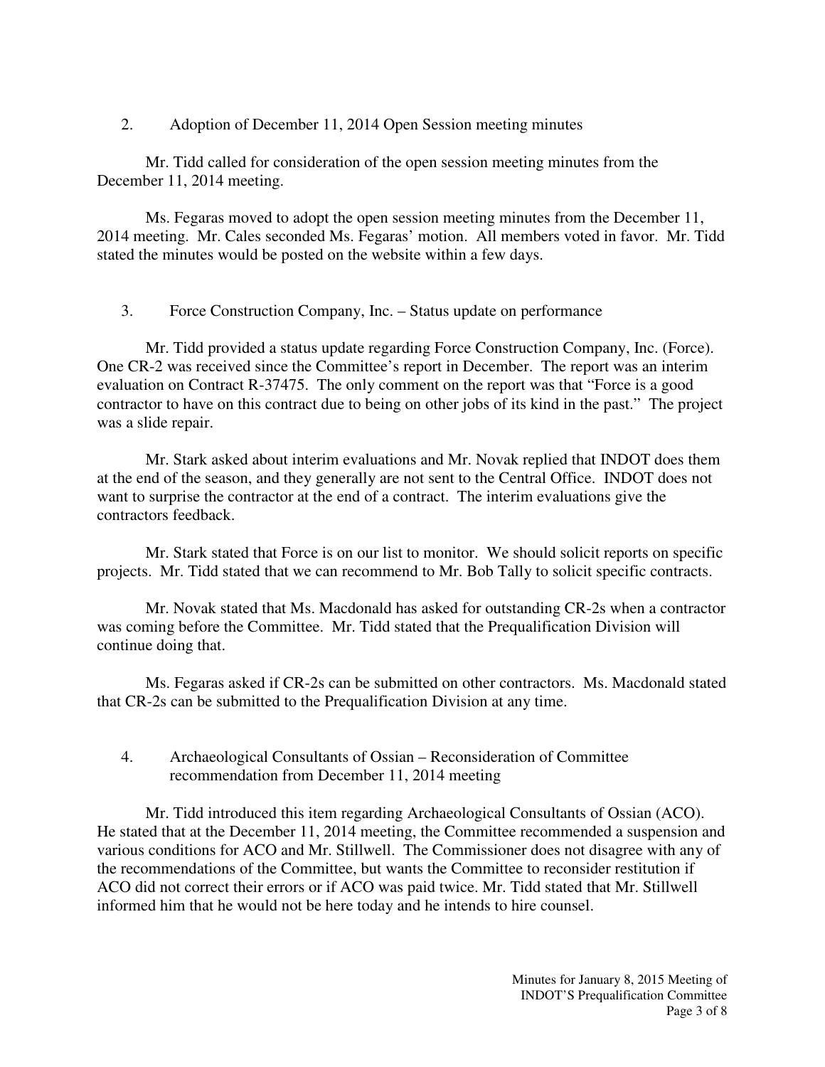2. Adoption of December 11, 2014 Open Session meeting minutes

Mr. Tidd called for consideration of the open session meeting minutes from the December 11, 2014 meeting.

Ms. Fegaras moved to adopt the open session meeting minutes from the December 11, 2014 meeting. Mr. Cales seconded Ms. Fegaras' motion. All members voted in favor. Mr. Tidd stated the minutes would be posted on the website within a few days.

3. Force Construction Company, Inc. – Status update on performance

Mr. Tidd provided a status update regarding Force Construction Company, Inc. (Force). One CR-2 was received since the Committee's report in December. The report was an interim evaluation on Contract R-37475. The only comment on the report was that "Force is a good contractor to have on this contract due to being on other jobs of its kind in the past." The project was a slide repair.

Mr. Stark asked about interim evaluations and Mr. Novak replied that INDOT does them at the end of the season, and they generally are not sent to the Central Office. INDOT does not want to surprise the contractor at the end of a contract. The interim evaluations give the contractors feedback.

Mr. Stark stated that Force is on our list to monitor. We should solicit reports on specific projects. Mr. Tidd stated that we can recommend to Mr. Bob Tally to solicit specific contracts.

Mr. Novak stated that Ms. Macdonald has asked for outstanding CR-2s when a contractor was coming before the Committee. Mr. Tidd stated that the Prequalification Division will continue doing that.

Ms. Fegaras asked if CR-2s can be submitted on other contractors. Ms. Macdonald stated that CR-2s can be submitted to the Prequalification Division at any time.

4. Archaeological Consultants of Ossian – Reconsideration of Committee recommendation from December 11, 2014 meeting

Mr. Tidd introduced this item regarding Archaeological Consultants of Ossian (ACO). He stated that at the December 11, 2014 meeting, the Committee recommended a suspension and various conditions for ACO and Mr. Stillwell. The Commissioner does not disagree with any of the recommendations of the Committee, but wants the Committee to reconsider restitution if ACO did not correct their errors or if ACO was paid twice. Mr. Tidd stated that Mr. Stillwell informed him that he would not be here today and he intends to hire counsel.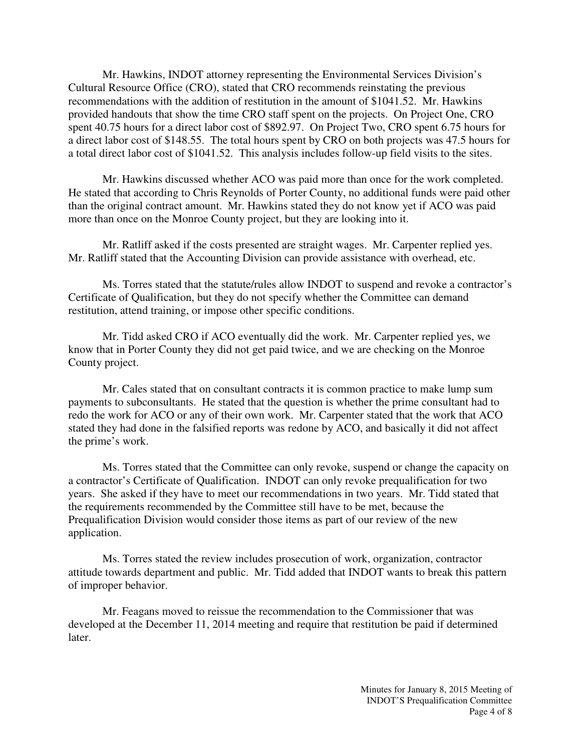Mr. Hawkins, INDOT attorney representing the Environmental Services Division's Cultural Resource Office (CRO), stated that CRO recommends reinstating the previous recommendations with the addition of restitution in the amount of $1041.52. Mr. Hawkins provided handouts that show the time CRO staff spent on the projects. On Project One, CRO spent 40.75 hours for a direct labor cost of $892.97. On Project Two, CRO spent 6.75 hours for a direct labor cost of $148.55. The total hours spent by CRO on both projects was 47.5 hours for a total direct labor cost of $1041.52. This analysis includes follow-up field visits to the sites.

Mr. Hawkins discussed whether ACO was paid more than once for the work completed. He stated that according to Chris Reynolds of Porter County, no additional funds were paid other than the original contract amount. Mr. Hawkins stated they do not know yet if ACO was paid more than once on the Monroe County project, but they are looking into it.

Mr. Ratliff asked if the costs presented are straight wages. Mr. Carpenter replied yes. Mr. Ratliff stated that the Accounting Division can provide assistance with overhead, etc.

Ms. Torres stated that the statute/rules allow INDOT to suspend and revoke a contractor's Certificate of Qualification, but they do not specify whether the Committee can demand restitution, attend training, or impose other specific conditions.

Mr. Tidd asked CRO if ACO eventually did the work. Mr. Carpenter replied yes, we know that in Porter County they did not get paid twice, and we are checking on the Monroe County project.

Mr. Cales stated that on consultant contracts it is common practice to make lump sum payments to subconsultants. He stated that the question is whether the prime consultant had to redo the work for ACO or any of their own work. Mr. Carpenter stated that the work that ACO stated they had done in the falsified reports was redone by ACO, and basically it did not affect the prime's work.

Ms. Torres stated that the Committee can only revoke, suspend or change the capacity on a contractor's Certificate of Qualification. INDOT can only revoke prequalification for two years. She asked if they have to meet our recommendations in two years. Mr. Tidd stated that the requirements recommended by the Committee still have to be met, because the Prequalification Division would consider those items as part of our review of the new application.

Ms. Torres stated the review includes prosecution of work, organization, contractor attitude towards department and public. Mr. Tidd added that INDOT wants to break this pattern of improper behavior.

Mr. Feagans moved to reissue the recommendation to the Commissioner that was developed at the December 11, 2014 meeting and require that restitution be paid if determined later.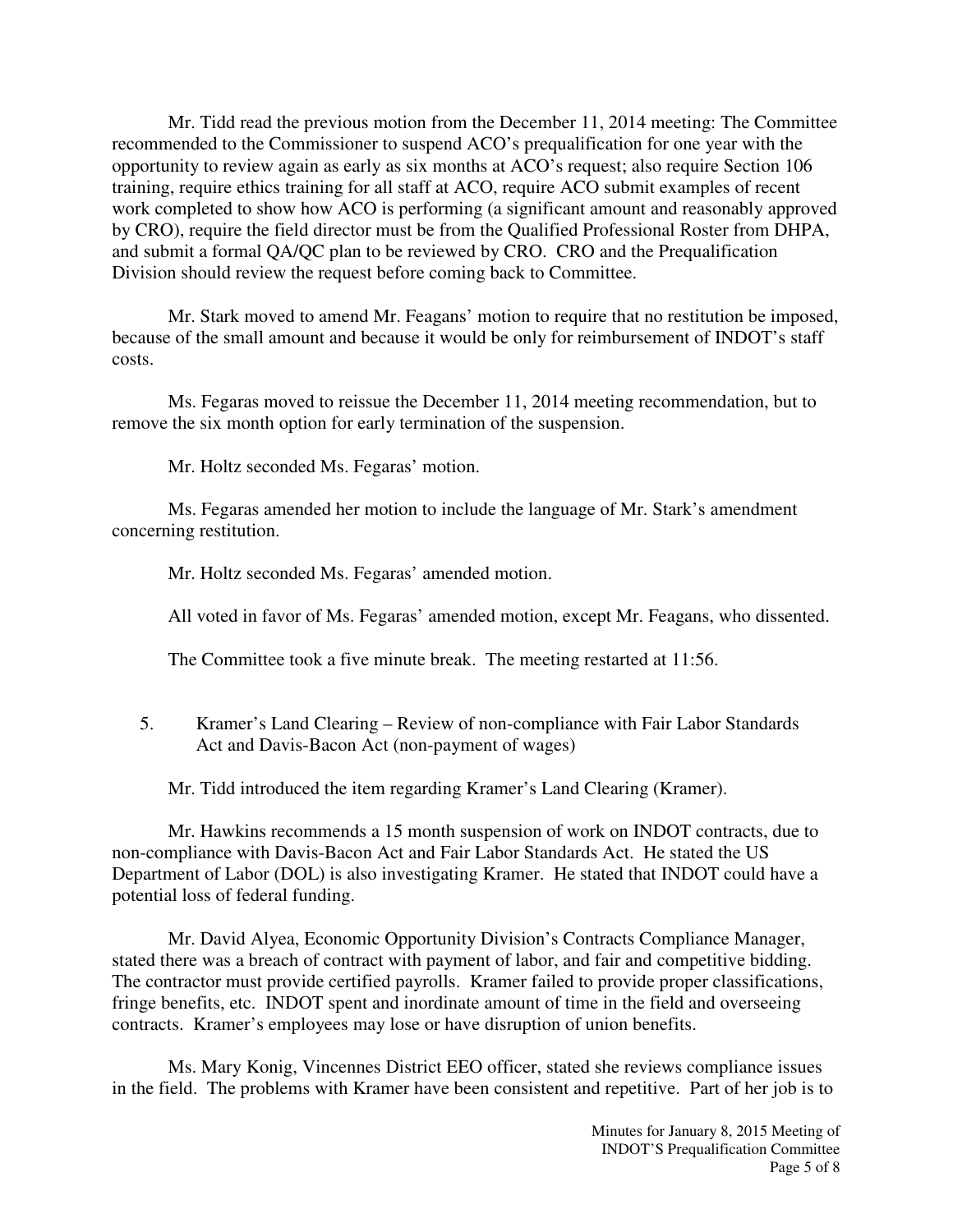Mr. Tidd read the previous motion from the December 11, 2014 meeting: The Committee recommended to the Commissioner to suspend ACO's prequalification for one year with the opportunity to review again as early as six months at ACO's request; also require Section 106 training, require ethics training for all staff at ACO, require ACO submit examples of recent work completed to show how ACO is performing (a significant amount and reasonably approved by CRO), require the field director must be from the Qualified Professional Roster from DHPA, and submit a formal QA/QC plan to be reviewed by CRO. CRO and the Prequalification Division should review the request before coming back to Committee.

Mr. Stark moved to amend Mr. Feagans' motion to require that no restitution be imposed, because of the small amount and because it would be only for reimbursement of INDOT's staff costs.

Ms. Fegaras moved to reissue the December 11, 2014 meeting recommendation, but to remove the six month option for early termination of the suspension.

Mr. Holtz seconded Ms. Fegaras' motion.

Ms. Fegaras amended her motion to include the language of Mr. Stark's amendment concerning restitution.

Mr. Holtz seconded Ms. Fegaras' amended motion.

All voted in favor of Ms. Fegaras' amended motion, except Mr. Feagans, who dissented.

The Committee took a five minute break. The meeting restarted at 11:56.

5. Kramer's Land Clearing – Review of non-compliance with Fair Labor Standards Act and Davis-Bacon Act (non-payment of wages)

Mr. Tidd introduced the item regarding Kramer's Land Clearing (Kramer).

Mr. Hawkins recommends a 15 month suspension of work on INDOT contracts, due to non-compliance with Davis-Bacon Act and Fair Labor Standards Act. He stated the US Department of Labor (DOL) is also investigating Kramer. He stated that INDOT could have a potential loss of federal funding.

Mr. David Alyea, Economic Opportunity Division's Contracts Compliance Manager, stated there was a breach of contract with payment of labor, and fair and competitive bidding. The contractor must provide certified payrolls. Kramer failed to provide proper classifications, fringe benefits, etc. INDOT spent and inordinate amount of time in the field and overseeing contracts. Kramer's employees may lose or have disruption of union benefits.

Ms. Mary Konig, Vincennes District EEO officer, stated she reviews compliance issues in the field. The problems with Kramer have been consistent and repetitive. Part of her job is to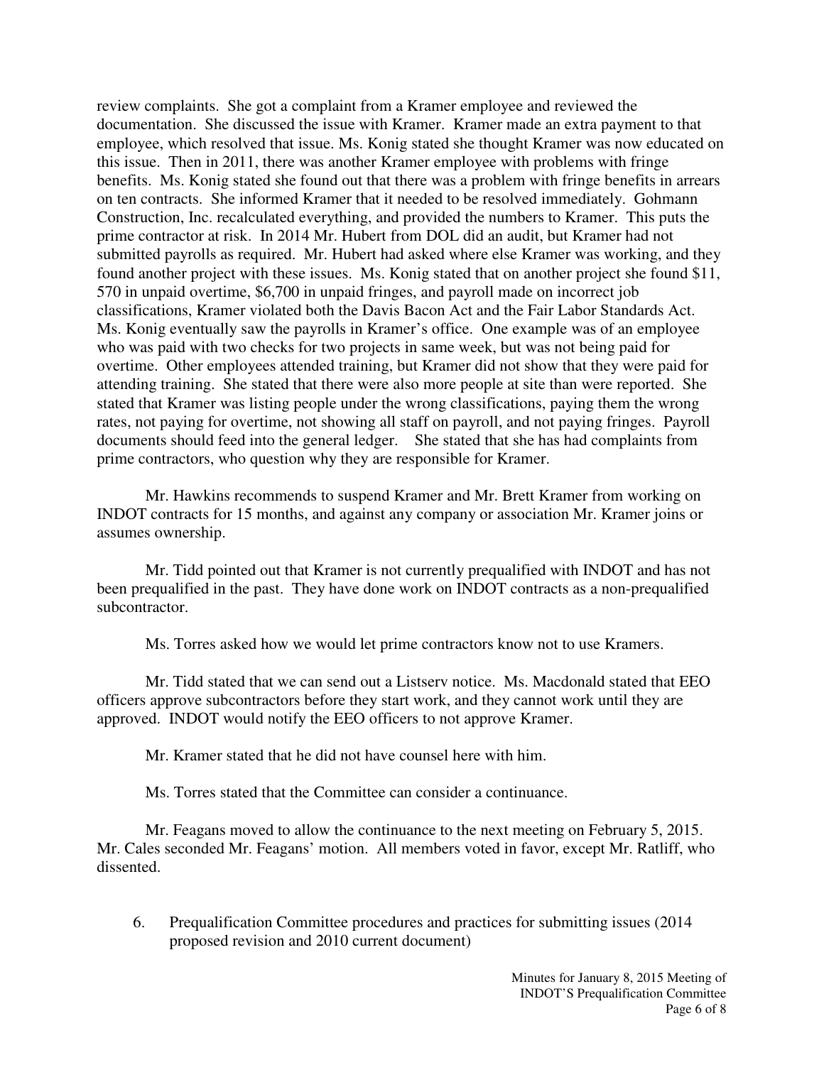review complaints. She got a complaint from a Kramer employee and reviewed the documentation. She discussed the issue with Kramer. Kramer made an extra payment to that employee, which resolved that issue. Ms. Konig stated she thought Kramer was now educated on this issue. Then in 2011, there was another Kramer employee with problems with fringe benefits. Ms. Konig stated she found out that there was a problem with fringe benefits in arrears on ten contracts. She informed Kramer that it needed to be resolved immediately. Gohmann Construction, Inc. recalculated everything, and provided the numbers to Kramer. This puts the prime contractor at risk. In 2014 Mr. Hubert from DOL did an audit, but Kramer had not submitted payrolls as required. Mr. Hubert had asked where else Kramer was working, and they found another project with these issues. Ms. Konig stated that on another project she found $11, 570 in unpaid overtime, $6,700 in unpaid fringes, and payroll made on incorrect job classifications, Kramer violated both the Davis Bacon Act and the Fair Labor Standards Act. Ms. Konig eventually saw the payrolls in Kramer's office. One example was of an employee who was paid with two checks for two projects in same week, but was not being paid for overtime. Other employees attended training, but Kramer did not show that they were paid for attending training. She stated that there were also more people at site than were reported. She stated that Kramer was listing people under the wrong classifications, paying them the wrong rates, not paying for overtime, not showing all staff on payroll, and not paying fringes. Payroll documents should feed into the general ledger. She stated that she has had complaints from prime contractors, who question why they are responsible for Kramer.

Mr. Hawkins recommends to suspend Kramer and Mr. Brett Kramer from working on INDOT contracts for 15 months, and against any company or association Mr. Kramer joins or assumes ownership.

Mr. Tidd pointed out that Kramer is not currently prequalified with INDOT and has not been prequalified in the past. They have done work on INDOT contracts as a non-prequalified subcontractor.

Ms. Torres asked how we would let prime contractors know not to use Kramers.

Mr. Tidd stated that we can send out a Listserv notice. Ms. Macdonald stated that EEO officers approve subcontractors before they start work, and they cannot work until they are approved. INDOT would notify the EEO officers to not approve Kramer.

Mr. Kramer stated that he did not have counsel here with him.

Ms. Torres stated that the Committee can consider a continuance.

Mr. Feagans moved to allow the continuance to the next meeting on February 5, 2015. Mr. Cales seconded Mr. Feagans' motion. All members voted in favor, except Mr. Ratliff, who dissented.

6. Prequalification Committee procedures and practices for submitting issues (2014 proposed revision and 2010 current document)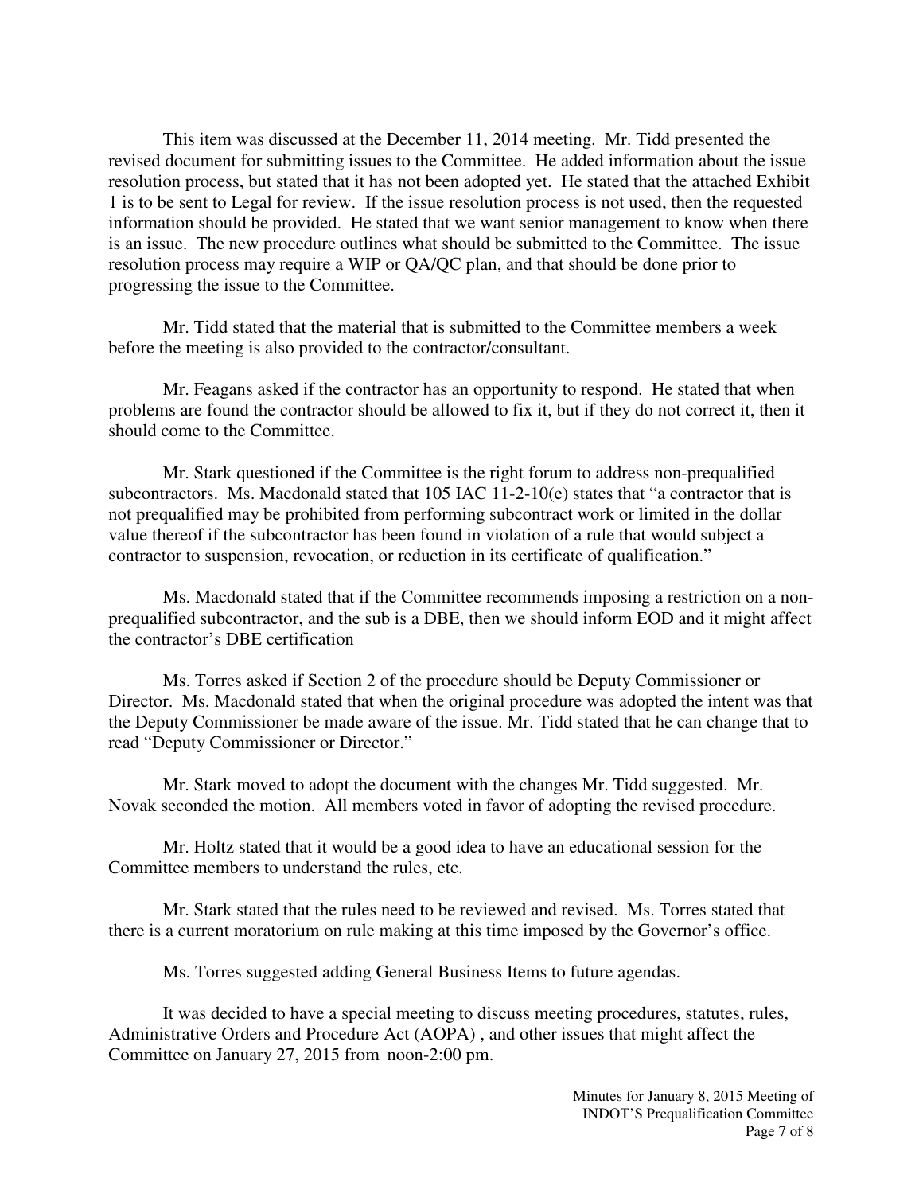This item was discussed at the December 11, 2014 meeting. Mr. Tidd presented the revised document for submitting issues to the Committee. He added information about the issue resolution process, but stated that it has not been adopted yet. He stated that the attached Exhibit 1 is to be sent to Legal for review. If the issue resolution process is not used, then the requested information should be provided. He stated that we want senior management to know when there is an issue. The new procedure outlines what should be submitted to the Committee. The issue resolution process may require a WIP or QA/QC plan, and that should be done prior to progressing the issue to the Committee.

Mr. Tidd stated that the material that is submitted to the Committee members a week before the meeting is also provided to the contractor/consultant.

Mr. Feagans asked if the contractor has an opportunity to respond. He stated that when problems are found the contractor should be allowed to fix it, but if they do not correct it, then it should come to the Committee.

Mr. Stark questioned if the Committee is the right forum to address non-prequalified subcontractors. Ms. Macdonald stated that 105 IAC 11-2-10(e) states that "a contractor that is not prequalified may be prohibited from performing subcontract work or limited in the dollar value thereof if the subcontractor has been found in violation of a rule that would subject a contractor to suspension, revocation, or reduction in its certificate of qualification."

Ms. Macdonald stated that if the Committee recommends imposing a restriction on a non-prequalified subcontractor, and the sub is a DBE, then we should inform EOD and it might affect the contractor's DBE certification

Ms. Torres asked if Section 2 of the procedure should be Deputy Commissioner or Director. Ms. Macdonald stated that when the original procedure was adopted the intent was that the Deputy Commissioner be made aware of the issue. Mr. Tidd stated that he can change that to read "Deputy Commissioner or Director."

Mr. Stark moved to adopt the document with the changes Mr. Tidd suggested. Mr. Novak seconded the motion. All members voted in favor of adopting the revised procedure.

Mr. Holtz stated that it would be a good idea to have an educational session for the Committee members to understand the rules, etc.

Mr. Stark stated that the rules need to be reviewed and revised. Ms. Torres stated that there is a current moratorium on rule making at this time imposed by the Governor's office.

Ms. Torres suggested adding General Business Items to future agendas.

It was decided to have a special meeting to discuss meeting procedures, statutes, rules, Administrative Orders and Procedure Act (AOPA) , and other issues that might affect the Committee on January 27, 2015 from noon-2:00 pm.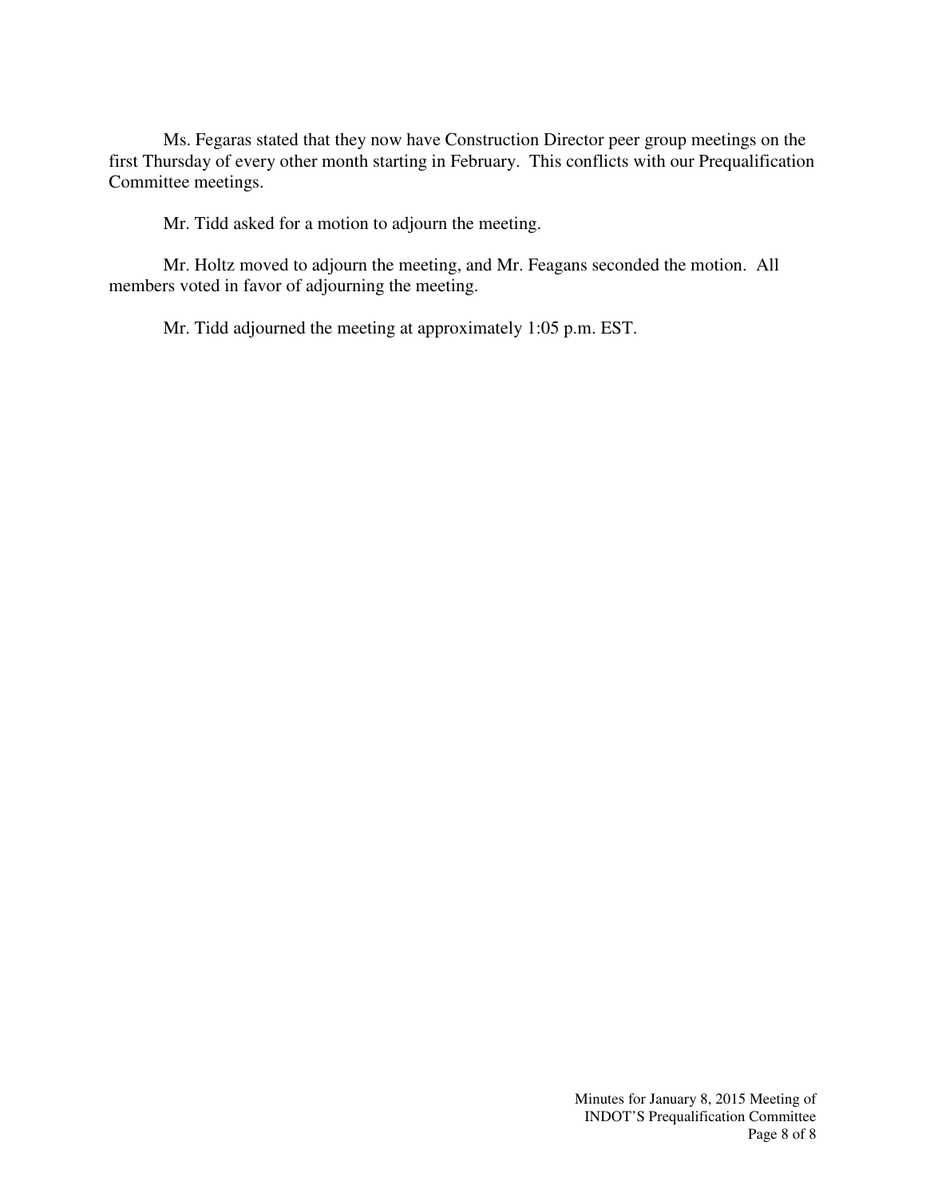Ms. Fegaras stated that they now have Construction Director peer group meetings on the first Thursday of every other month starting in February. This conflicts with our Prequalification Committee meetings.

Mr. Tidd asked for a motion to adjourn the meeting.

Mr. Holtz moved to adjourn the meeting, and Mr. Feagans seconded the motion. All members voted in favor of adjourning the meeting.

Mr. Tidd adjourned the meeting at approximately 1:05 p.m. EST.